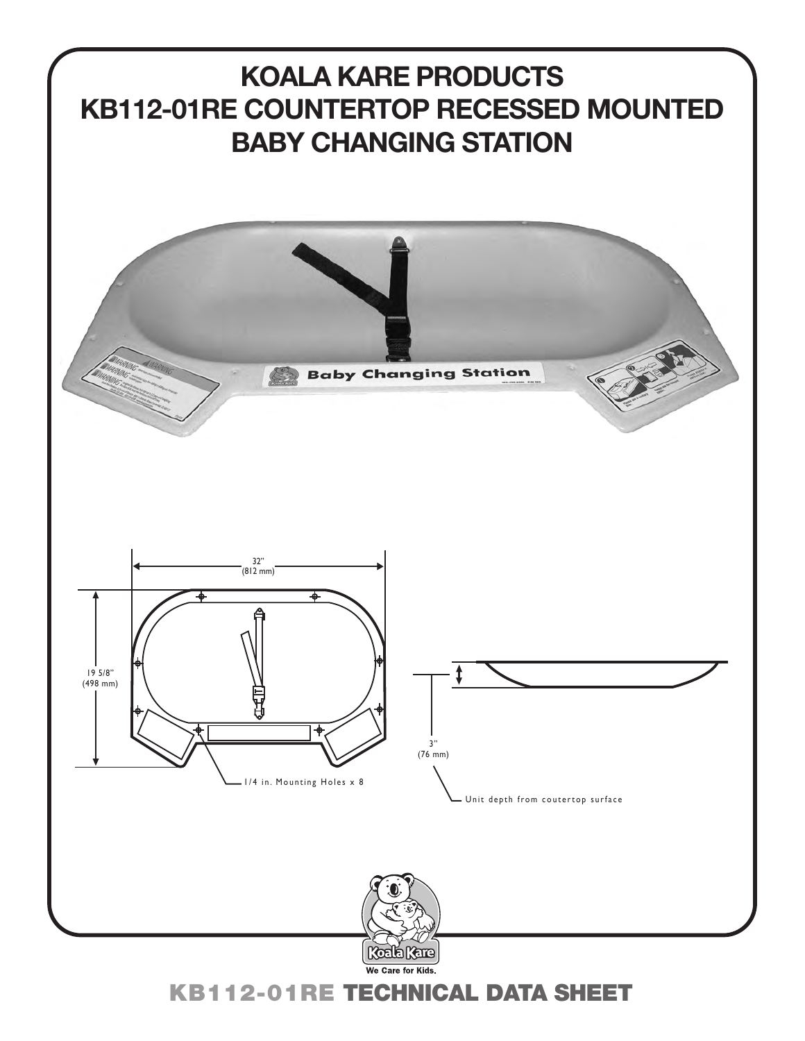# KOALA KARE PRODUCTS
# KB112-01RE COUNTERTOP RECESSED MOUNTED BABY CHANGING STATION

32"
(812 mm)

19 5/8"
(498 mm)

1/4 in. Mounting Holes x 8

3"
(76 mm)

Unit depth from coutertop surface

Koala Kare
We Care for Kids.

## KB112-01RE TECHNICAL DATA SHEET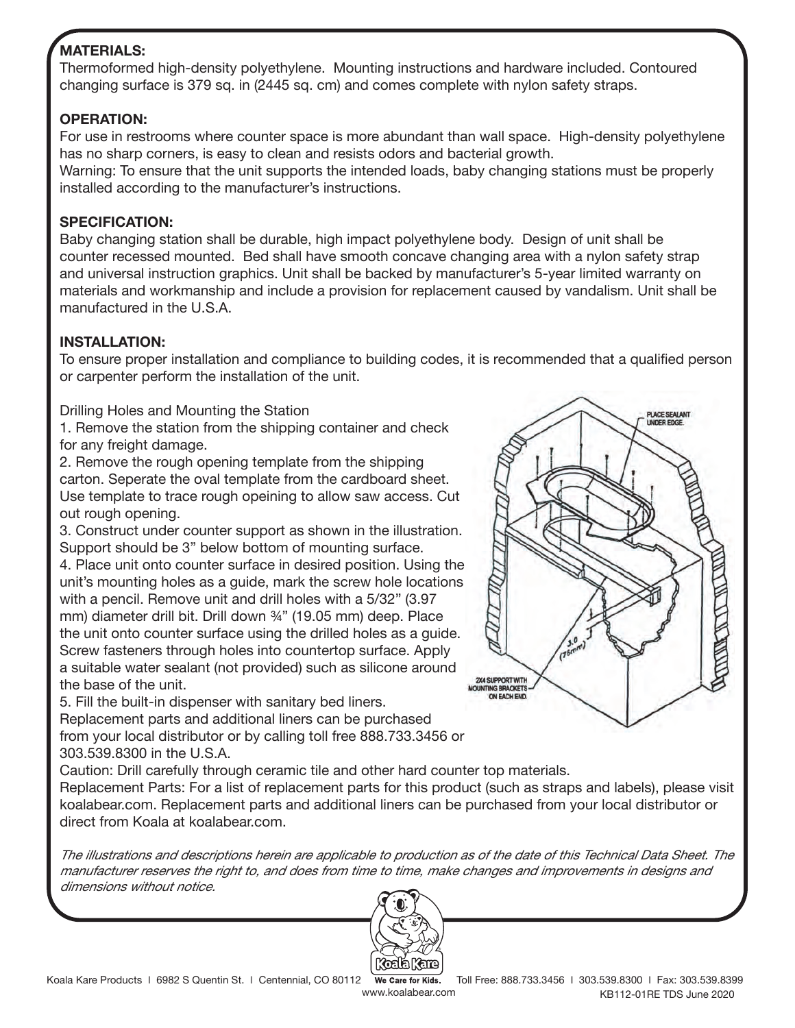**MATERIALS:**
Thermoformed high-density polyethylene. Mounting instructions and hardware included. Contoured changing surface is 379 sq. in (2445 sq. cm) and comes complete with nylon safety straps.

**OPERATION:**
For use in restrooms where counter space is more abundant than wall space. High-density polyethylene has no sharp corners, is easy to clean and resists odors and bacterial growth.
Warning: To ensure that the unit supports the intended loads, baby changing stations must be properly installed according to the manufacturer's instructions.

**SPECIFICATION:**
Baby changing station shall be durable, high impact polyethylene body. Design of unit shall be counter recessed mounted. Bed shall have smooth concave changing area with a nylon safety strap and universal instruction graphics. Unit shall be backed by manufacturer's 5-year limited warranty on materials and workmanship and include a provision for replacement caused by vandalism. Unit shall be manufactured in the U.S.A.

**INSTALLATION:**
To ensure proper installation and compliance to building codes, it is recommended that a qualified person or carpenter perform the installation of the unit.

Drilling Holes and Mounting the Station

1. Remove the station from the shipping container and check for any freight damage.
2. Remove the rough opening template from the shipping carton. Seperate the oval template from the cardboard sheet. Use template to trace rough opeining to allow saw access. Cut out rough opening.
3. Construct under counter support as shown in the illustration. Support should be 3" below bottom of mounting surface.
4. Place unit onto counter surface in desired position. Using the unit's mounting holes as a guide, mark the screw hole locations with a pencil. Remove unit and drill holes with a 5/32" (3.97 mm) diameter drill bit. Drill down ¾" (19.05 mm) deep. Place the unit onto counter surface using the drilled holes as a guide. Screw fasteners through holes into countertop surface. Apply a suitable water sealant (not provided) such as silicone around the base of the unit.
5. Fill the built-in dispenser with sanitary bed liners.

PLACE SEALANT UNDER EDGE.

3.0 (75mm)

2X4 SUPPORT WITH MOUNTING BRACKETS ON EACH END.

Replacement parts and additional liners can be purchased from your local distributor or by calling toll free 888.733.3456 or 303.539.8300 in the U.S.A.

Caution: Drill carefully through ceramic tile and other hard counter top materials.

Replacement Parts: For a list of replacement parts for this product (such as straps and labels), please visit koalabear.com. Replacement parts and additional liners can be purchased from your local distributor or direct from Koala at koalabear.com.

*The illustrations and descriptions herein are applicable to production as of the date of this Technical Data Sheet. The manufacturer reserves the right to, and does from time to time, make changes and improvements in designs and dimensions without notice.*

Koala Kare Products | 6982 S Quentin St. | Centennial, CO 80112 We Care for Kids. Toll Free: 888.733.3456 | 303.539.8300 | Fax: 303.539.8399
www.koalabear.com KB112-01RE TDS June 2020